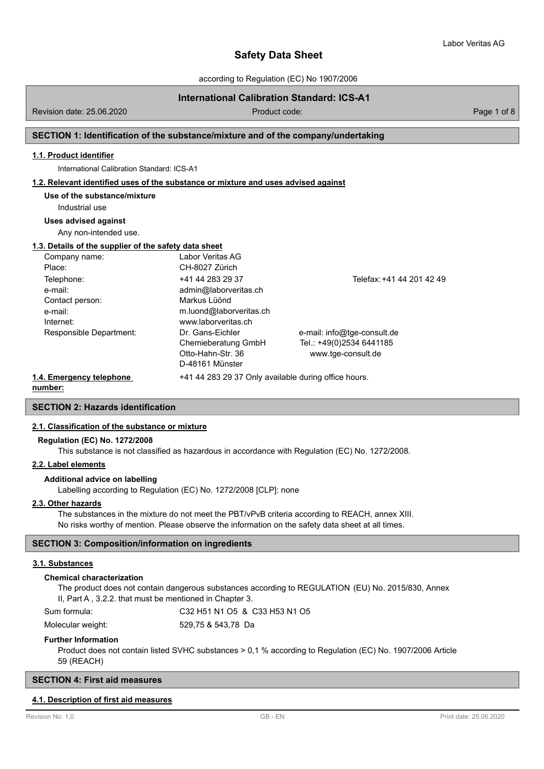# Safety Data Sheet

according to Regulation (EC) No 1907/2006

**International Calibration Standard: ICS-A1**

Revision date: 25.06.2020 | Product code:

## SECTION 1: Identification of the substance/mixture and of the company/undertaking

### 1.1. Product identifier

International Calibration Standard: ICS-A1

### 1.2. Relevant identified uses of the substance or mixture and uses advised against

**Use of the substance/mixture**

Industrial use

**Uses advised against**

Any non-intended use.

### 1.3. Details of the supplier of the safety data sheet

| | | |
|---|---|---|
| Company name: | Labor Veritas AG | |
| Place: | CH-8027 Zürich | |
| Telephone: | +41 44 283 29 37 | Telefax: +41 44 201 42 49 |
| e-mail: | admin@laborveritas.ch | |
| Contact person: | Markus Lüönd | |
| e-mail: | m.luond@laborveritas.ch | |
| Internet: | www.laborveritas.ch | |
| Responsible Department: | Dr. Gans-Eichler Chemieberatung GmbH Otto-Hahn-Str. 36 D-48161 Münster | e-mail: info@tge-consult.de Tel.: +49(0)2534 6441185 www.tge-consult.de |

### 1.4. Emergency telephone number:

+41 44 283 29 37 Only available during office hours.

## SECTION 2: Hazards identification

### 2.1. Classification of the substance or mixture

**Regulation (EC) No. 1272/2008**

This substance is not classified as hazardous in accordance with Regulation (EC) No. 1272/2008.

### 2.2. Label elements

**Additional advice on labelling**

Labelling according to Regulation (EC) No. 1272/2008 [CLP]: none

### 2.3. Other hazards

The substances in the mixture do not meet the PBT/vPvB criteria according to REACH, annex XIII.
No risks worthy of mention. Please observe the information on the safety data sheet at all times.

## SECTION 3: Composition/information on ingredients

### 3.1. Substances

**Chemical characterization**

The product does not contain dangerous substances according to REGULATION (EU) No. 2015/830, Annex II, Part A , 3.2.2. that must be mentioned in Chapter 3.

| | |
|---|---|
| Sum formula: | $C_{32}H_{51}N_1O_5$ & $C_{33}H_{53}N_1O_5$ |
| Molecular weight: | 529,75 & 543,78 Da |

**Further Information**

Product does not contain listed SVHC substances > 0,1 % according to Regulation (EC) No. 1907/2006 Article 59 (REACH)

## SECTION 4: First aid measures

### 4.1. Description of first aid measures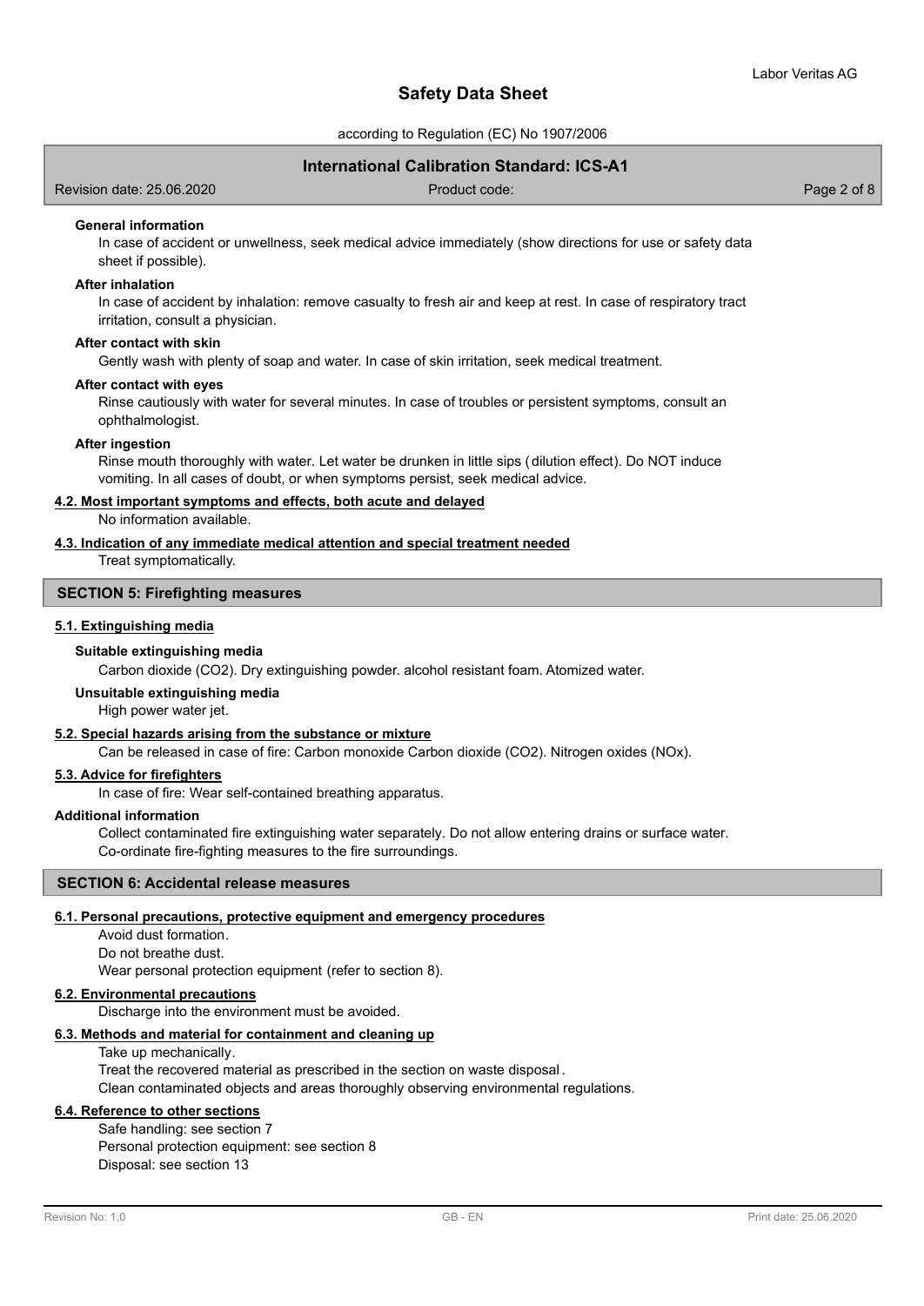**General information**

In case of accident or unwellness, seek medical advice immediately (show directions for use or safety data sheet if possible).

**After inhalation**

In case of accident by inhalation: remove casualty to fresh air and keep at rest. In case of respiratory tract irritation, consult a physician.

**After contact with skin**

Gently wash with plenty of soap and water. In case of skin irritation, seek medical treatment.

**After contact with eyes**

Rinse cautiously with water for several minutes. In case of troubles or persistent symptoms, consult an ophthalmologist.

**After ingestion**

Rinse mouth thoroughly with water. Let water be drunken in little sips (dilution effect). Do NOT induce vomiting. In all cases of doubt, or when symptoms persist, seek medical advice.

### 4.2. Most important symptoms and effects, both acute and delayed

No information available.

### 4.3. Indication of any immediate medical attention and special treatment needed

Treat symptomatically.

## SECTION 5: Firefighting measures

### 5.1. Extinguishing media

**Suitable extinguishing media**

Carbon dioxide ($CO_2$). Dry extinguishing powder. alcohol resistant foam. Atomized water.

**Unsuitable extinguishing media**

High power water jet.

### 5.2. Special hazards arising from the substance or mixture

Can be released in case of fire: Carbon monoxide Carbon dioxide ($CO_2$). Nitrogen oxides ($NO_x$).

### 5.3. Advice for firefighters

In case of fire: Wear self-contained breathing apparatus.

**Additional information**

Collect contaminated fire extinguishing water separately. Do not allow entering drains or surface water.
Co-ordinate fire-fighting measures to the fire surroundings.

## SECTION 6: Accidental release measures

### 6.1. Personal precautions, protective equipment and emergency procedures

Avoid dust formation.
Do not breathe dust.
Wear personal protection equipment (refer to section 8).

### 6.2. Environmental precautions

Discharge into the environment must be avoided.

### 6.3. Methods and material for containment and cleaning up

Take up mechanically.
Treat the recovered material as prescribed in the section on waste disposal.
Clean contaminated objects and areas thoroughly observing environmental regulations.

### 6.4. Reference to other sections

Safe handling: see section 7
Personal protection equipment: see section 8
Disposal: see section 13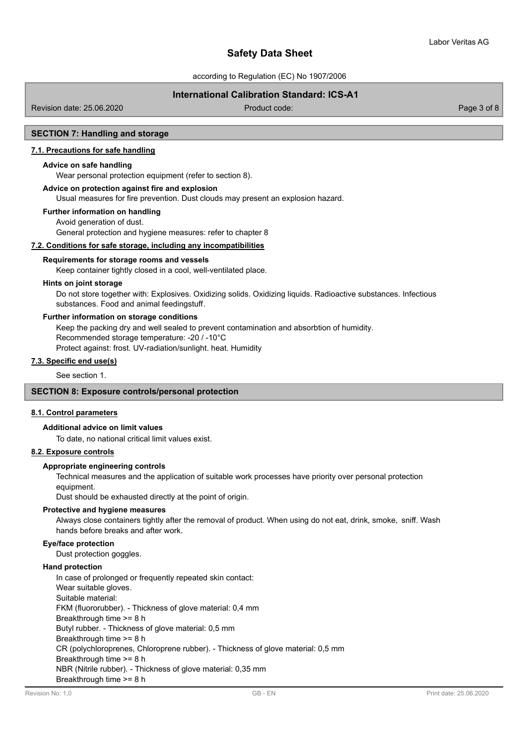## SECTION 7: Handling and storage

### 7.1. Precautions for safe handling

**Advice on safe handling**

Wear personal protection equipment (refer to section 8).

**Advice on protection against fire and explosion**

Usual measures for fire prevention. Dust clouds may present an explosion hazard.

**Further information on handling**

Avoid generation of dust.
General protection and hygiene measures: refer to chapter 8

### 7.2. Conditions for safe storage, including any incompatibilities

**Requirements for storage rooms and vessels**

Keep container tightly closed in a cool, well-ventilated place.

**Hints on joint storage**

Do not store together with: Explosives. Oxidizing solids. Oxidizing liquids. Radioactive substances. Infectious substances. Food and animal feedingstuff.

**Further information on storage conditions**

Keep the packing dry and well sealed to prevent contamination and absorbtion of humidity.
Recommended storage temperature: -20 / -10°C
Protect against: frost. UV-radiation/sunlight. heat. Humidity

### 7.3. Specific end use(s)

See section 1.

## SECTION 8: Exposure controls/personal protection

### 8.1. Control parameters

**Additional advice on limit values**

To date, no national critical limit values exist.

### 8.2. Exposure controls

**Appropriate engineering controls**

Technical measures and the application of suitable work processes have priority over personal protection equipment.
Dust should be exhausted directly at the point of origin.

**Protective and hygiene measures**

Always close containers tightly after the removal of product. When using do not eat, drink, smoke, sniff. Wash hands before breaks and after work.

**Eye/face protection**

Dust protection goggles.

**Hand protection**

In case of prolonged or frequently repeated skin contact:
Wear suitable gloves.
Suitable material:
FKM (fluororubber). - Thickness of glove material: 0,4 mm
Breakthrough time >= 8 h
Butyl rubber. - Thickness of glove material: 0,5 mm
Breakthrough time >= 8 h
CR (polychloroprenes, Chloroprene rubber). - Thickness of glove material: 0,5 mm
Breakthrough time >= 8 h
NBR (Nitrile rubber). - Thickness of glove material: 0,35 mm
Breakthrough time >= 8 h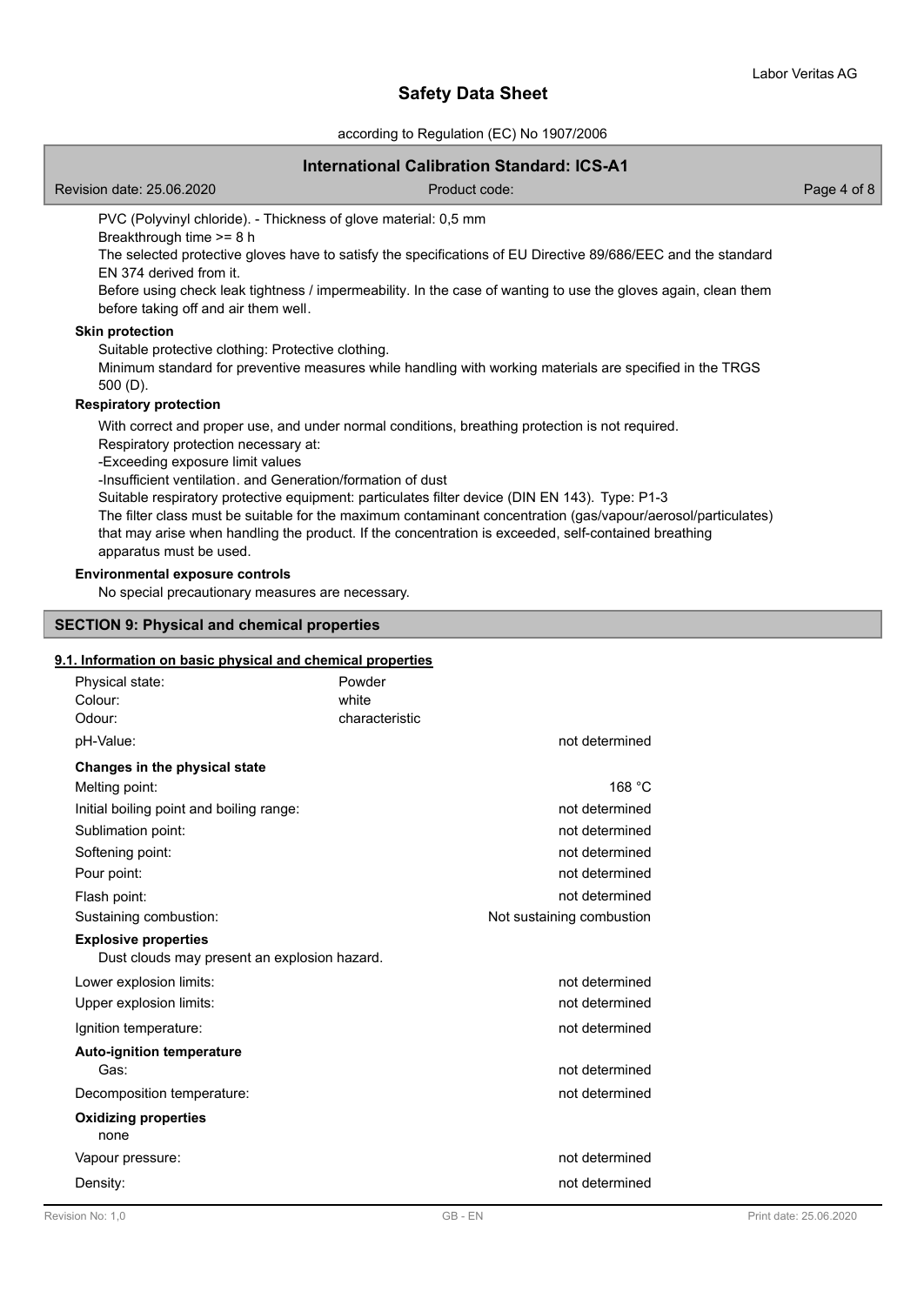PVC (Polyvinyl chloride). - Thickness of glove material: 0,5 mm

Breakthrough time >= 8 h

The selected protective gloves have to satisfy the specifications of EU Directive 89/686/EEC and the standard EN 374 derived from it.

Before using check leak tightness / impermeability. In the case of wanting to use the gloves again, clean them before taking off and air them well.

**Skin protection**

Suitable protective clothing: Protective clothing.

Minimum standard for preventive measures while handling with working materials are specified in the TRGS 500 (D).

**Respiratory protection**

With correct and proper use, and under normal conditions, breathing protection is not required.

Respiratory protection necessary at:

-Exceeding exposure limit values

-Insufficient ventilation. and Generation/formation of dust

Suitable respiratory protective equipment: particulates filter device (DIN EN 143). Type: P1-3

The filter class must be suitable for the maximum contaminant concentration (gas/vapour/aerosol/particulates) that may arise when handling the product. If the concentration is exceeded, self-contained breathing apparatus must be used.

**Environmental exposure controls**

No special precautionary measures are necessary.

## SECTION 9: Physical and chemical properties

### 9.1. Information on basic physical and chemical properties

| | |
|---|---|
| Physical state: | Powder |
| Colour: | white |
| Odour: | characteristic |
| pH-Value: | not determined |
| **Changes in the physical state** | |
| Melting point: | 168 °C |
| Initial boiling point and boiling range: | not determined |
| Sublimation point: | not determined |
| Softening point: | not determined |
| Pour point: | not determined |
| Flash point: | not determined |
| Sustaining combustion: | Not sustaining combustion |

**Explosive properties**

Dust clouds may present an explosion hazard.

| | |
|---|---|
| Lower explosion limits: | not determined |
| Upper explosion limits: | not determined |
| Ignition temperature: | not determined |
| **Auto-ignition temperature** | |
| Gas: | not determined |
| Decomposition temperature: | not determined |

**Oxidizing properties**

none

| | |
|---|---|
| Vapour pressure: | not determined |
| Density: | not determined |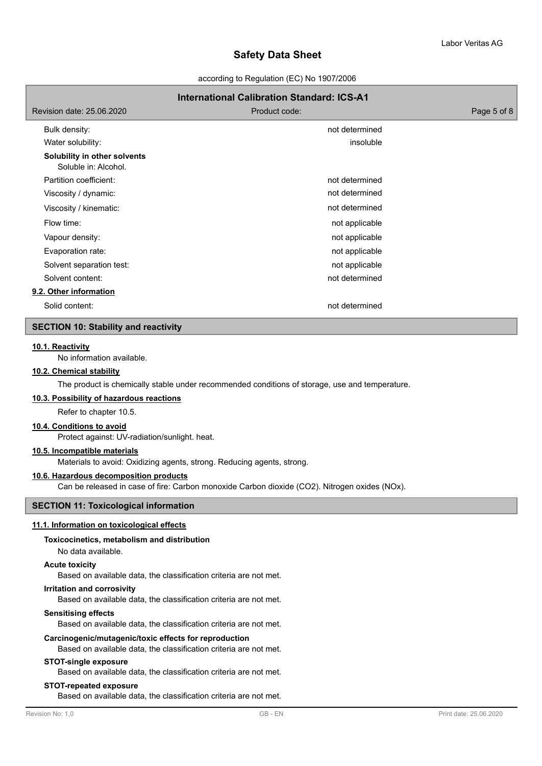| | |
|---|---|
| Bulk density: | not determined |
| Water solubility: | insoluble |

**Solubility in other solvents**

Soluble in: Alcohol.

| | |
|---|---|
| Partition coefficient: | not determined |
| Viscosity / dynamic: | not determined |
| Viscosity / kinematic: | not determined |
| Flow time: | not applicable |
| Vapour density: | not applicable |
| Evaporation rate: | not applicable |
| Solvent separation test: | not applicable |
| Solvent content: | not determined |

**9.2. Other information**

| | |
|---|---|
| Solid content: | not determined |

## SECTION 10: Stability and reactivity

**10.1. Reactivity**

No information available.

**10.2. Chemical stability**

The product is chemically stable under recommended conditions of storage, use and temperature.

**10.3. Possibility of hazardous reactions**

Refer to chapter 10.5.

**10.4. Conditions to avoid**

Protect against: UV-radiation/sunlight. heat.

**10.5. Incompatible materials**

Materials to avoid: Oxidizing agents, strong. Reducing agents, strong.

**10.6. Hazardous decomposition products**

Can be released in case of fire: Carbon monoxide Carbon dioxide ($CO_2$). Nitrogen oxides ($NO_x$).

## SECTION 11: Toxicological information

**11.1. Information on toxicological effects**

**Toxicocinetics, metabolism and distribution**

No data available.

**Acute toxicity**

Based on available data, the classification criteria are not met.

**Irritation and corrosivity**

Based on available data, the classification criteria are not met.

**Sensitising effects**

Based on available data, the classification criteria are not met.

**Carcinogenic/mutagenic/toxic effects for reproduction**

Based on available data, the classification criteria are not met.

**STOT-single exposure**

Based on available data, the classification criteria are not met.

**STOT-repeated exposure**

Based on available data, the classification criteria are not met.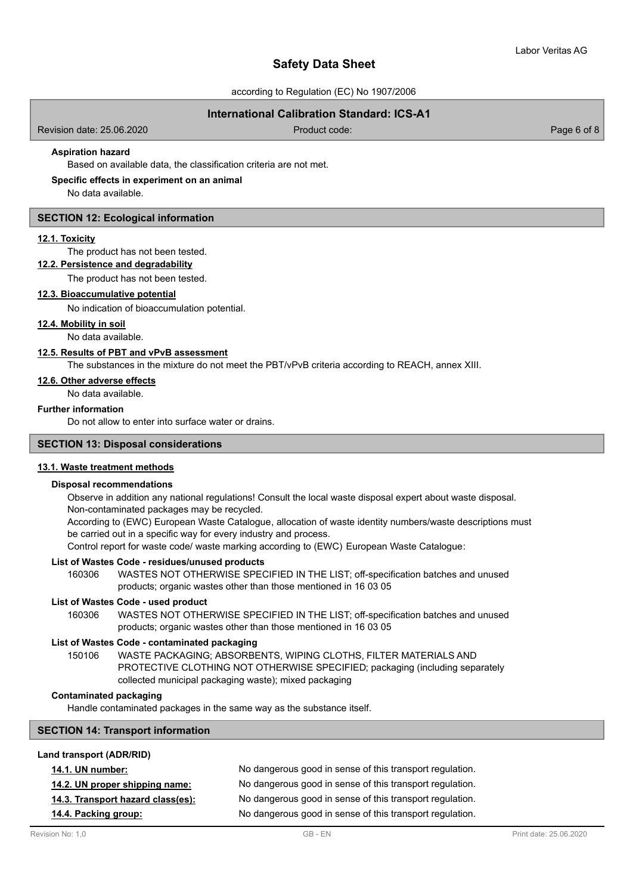**Aspiration hazard**

Based on available data, the classification criteria are not met.

**Specific effects in experiment on an animal**

No data available.

## SECTION 12: Ecological information

### 12.1. Toxicity

The product has not been tested.

### 12.2. Persistence and degradability

The product has not been tested.

### 12.3. Bioaccumulative potential

No indication of bioaccumulation potential.

### 12.4. Mobility in soil

No data available.

### 12.5. Results of PBT and vPvB assessment

The substances in the mixture do not meet the PBT/vPvB criteria according to REACH, annex XIII.

### 12.6. Other adverse effects

No data available.

**Further information**

Do not allow to enter into surface water or drains.

## SECTION 13: Disposal considerations

### 13.1. Waste treatment methods

**Disposal recommendations**

Observe in addition any national regulations! Consult the local waste disposal expert about waste disposal.
Non-contaminated packages may be recycled.
According to (EWC) European Waste Catalogue, allocation of waste identity numbers/waste descriptions must be carried out in a specific way for every industry and process.
Control report for waste code/ waste marking according to (EWC) European Waste Catalogue:

**List of Wastes Code - residues/unused products**

160306 WASTES NOT OTHERWISE SPECIFIED IN THE LIST; off-specification batches and unused products; organic wastes other than those mentioned in 16 03 05

**List of Wastes Code - used product**

160306 WASTES NOT OTHERWISE SPECIFIED IN THE LIST; off-specification batches and unused products; organic wastes other than those mentioned in 16 03 05

**List of Wastes Code - contaminated packaging**

150106 WASTE PACKAGING; ABSORBENTS, WIPING CLOTHS, FILTER MATERIALS AND PROTECTIVE CLOTHING NOT OTHERWISE SPECIFIED; packaging (including separately collected municipal packaging waste); mixed packaging

**Contaminated packaging**

Handle contaminated packages in the same way as the substance itself.

## SECTION 14: Transport information

**Land transport (ADR/RID)**

**14.1. UN number:** No dangerous good in sense of this transport regulation.

**14.2. UN proper shipping name:** No dangerous good in sense of this transport regulation.

**14.3. Transport hazard class(es):** No dangerous good in sense of this transport regulation.

**14.4. Packing group:** No dangerous good in sense of this transport regulation.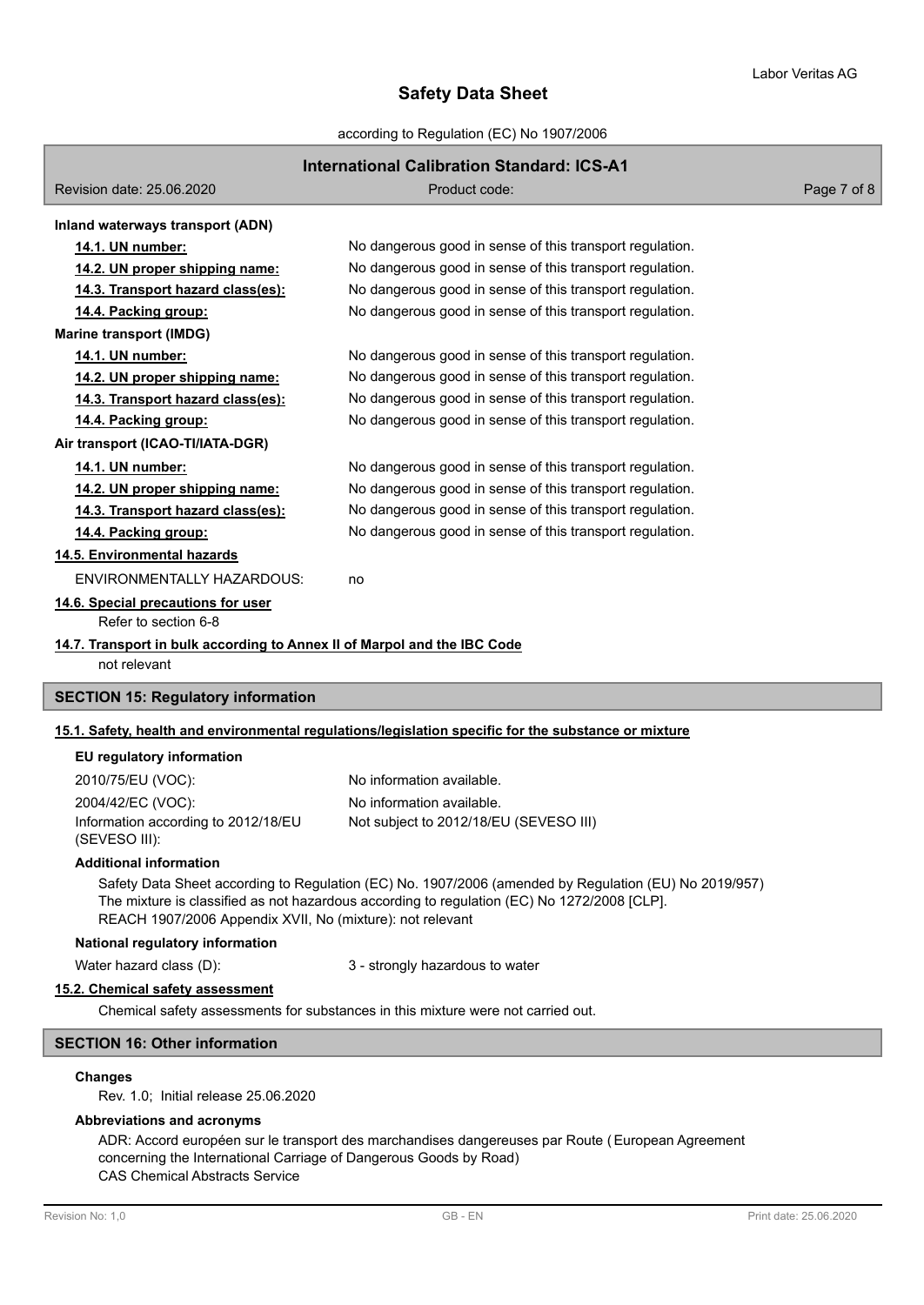**Inland waterways transport (ADN)**

| | |
|---|---|
| **14.1. UN number:** | No dangerous good in sense of this transport regulation. |
| **14.2. UN proper shipping name:** | No dangerous good in sense of this transport regulation. |
| **14.3. Transport hazard class(es):** | No dangerous good in sense of this transport regulation. |
| **14.4. Packing group:** | No dangerous good in sense of this transport regulation. |

**Marine transport (IMDG)**

| | |
|---|---|
| **14.1. UN number:** | No dangerous good in sense of this transport regulation. |
| **14.2. UN proper shipping name:** | No dangerous good in sense of this transport regulation. |
| **14.3. Transport hazard class(es):** | No dangerous good in sense of this transport regulation. |
| **14.4. Packing group:** | No dangerous good in sense of this transport regulation. |

**Air transport (ICAO-TI/IATA-DGR)**

| | |
|---|---|
| **14.1. UN number:** | No dangerous good in sense of this transport regulation. |
| **14.2. UN proper shipping name:** | No dangerous good in sense of this transport regulation. |
| **14.3. Transport hazard class(es):** | No dangerous good in sense of this transport regulation. |
| **14.4. Packing group:** | No dangerous good in sense of this transport regulation. |

**14.5. Environmental hazards**

ENVIRONMENTALLY HAZARDOUS: no

**14.6. Special precautions for user**

Refer to section 6-8

**14.7. Transport in bulk according to Annex II of Marpol and the IBC Code**

not relevant

## SECTION 15: Regulatory information

**15.1. Safety, health and environmental regulations/legislation specific for the substance or mixture**

**EU regulatory information**

| | |
|---|---|
| 2010/75/EU (VOC): | No information available. |
| 2004/42/EC (VOC): | No information available. |
| Information according to 2012/18/EU (SEVESO III): | Not subject to 2012/18/EU (SEVESO III) |

**Additional information**

Safety Data Sheet according to Regulation (EC) No. 1907/2006 (amended by Regulation (EU) No 2019/957)
The mixture is classified as not hazardous according to regulation (EC) No 1272/2008 [CLP].
REACH 1907/2006 Appendix XVII, No (mixture): not relevant

**National regulatory information**

Water hazard class (D): 3 - strongly hazardous to water

**15.2. Chemical safety assessment**

Chemical safety assessments for substances in this mixture were not carried out.

## SECTION 16: Other information

**Changes**

Rev. 1.0; Initial release 25.06.2020

**Abbreviations and acronyms**

ADR: Accord européen sur le transport des marchandises dangereuses par Route ( European Agreement concerning the International Carriage of Dangerous Goods by Road)
CAS Chemical Abstracts Service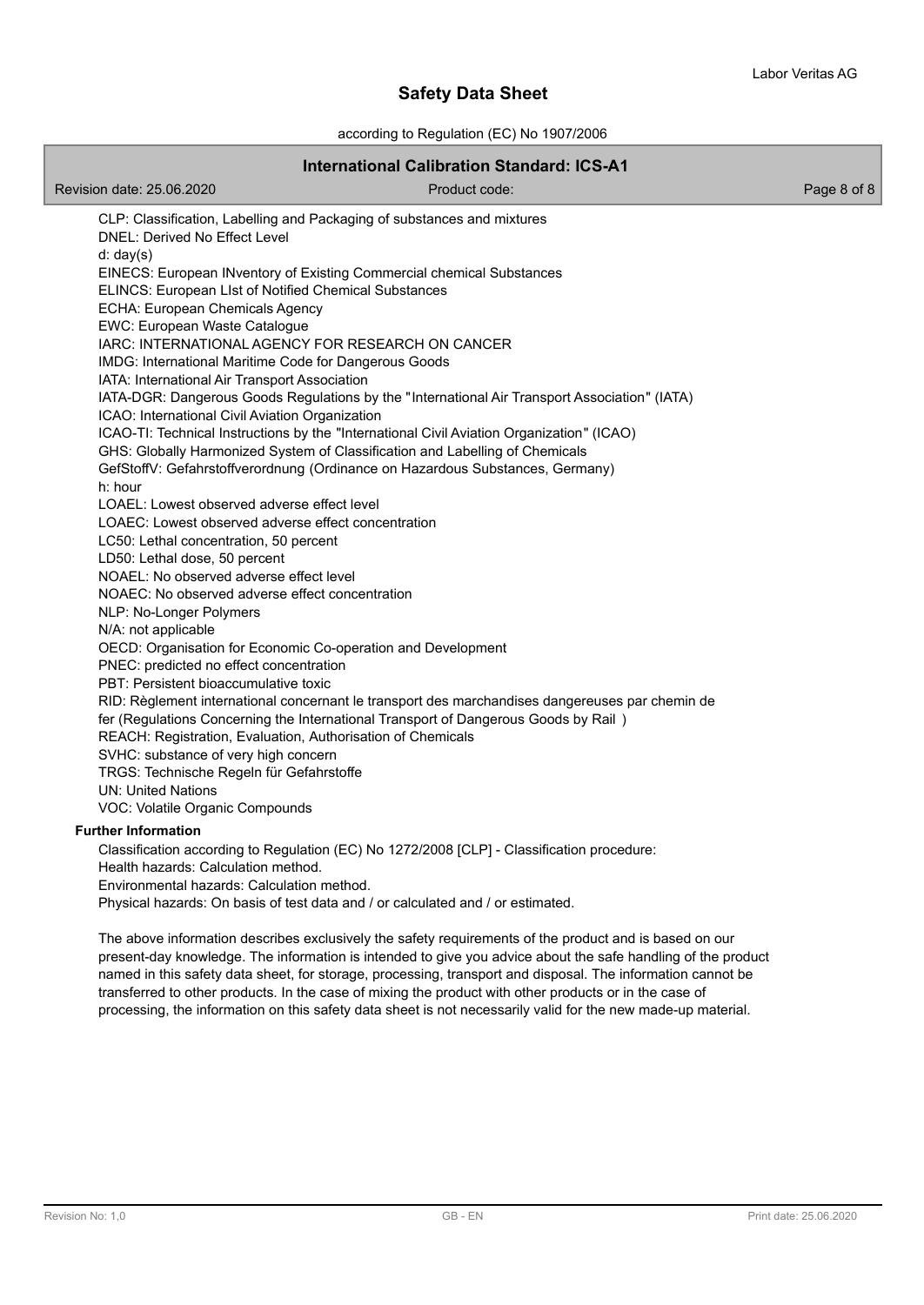CLP: Classification, Labelling and Packaging of substances and mixtures
DNEL: Derived No Effect Level
d: day(s)
EINECS: European INventory of Existing Commercial chemical Substances
ELINCS: European LIst of Notified Chemical Substances
ECHA: European Chemicals Agency
EWC: European Waste Catalogue
IARC: INTERNATIONAL AGENCY FOR RESEARCH ON CANCER
IMDG: International Maritime Code for Dangerous Goods
IATA: International Air Transport Association
IATA-DGR: Dangerous Goods Regulations by the "International Air Transport Association" (IATA)
ICAO: International Civil Aviation Organization
ICAO-TI: Technical Instructions by the "International Civil Aviation Organization" (ICAO)
GHS: Globally Harmonized System of Classification and Labelling of Chemicals
GefStoffV: Gefahrstoffverordnung (Ordinance on Hazardous Substances, Germany)
h: hour
LOAEL: Lowest observed adverse effect level
LOAEC: Lowest observed adverse effect concentration
LC50: Lethal concentration, 50 percent
LD50: Lethal dose, 50 percent
NOAEL: No observed adverse effect level
NOAEC: No observed adverse effect concentration
NLP: No-Longer Polymers
N/A: not applicable
OECD: Organisation for Economic Co-operation and Development
PNEC: predicted no effect concentration
PBT: Persistent bioaccumulative toxic
RID: Règlement international concernant le transport des marchandises dangereuses par chemin de fer (Regulations Concerning the International Transport of Dangerous Goods by Rail )
REACH: Registration, Evaluation, Authorisation of Chemicals
SVHC: substance of very high concern
TRGS: Technische Regeln für Gefahrstoffe
UN: United Nations
VOC: Volatile Organic Compounds

**Further Information**

Classification according to Regulation (EC) No 1272/2008 [CLP] - Classification procedure:
Health hazards: Calculation method.
Environmental hazards: Calculation method.
Physical hazards: On basis of test data and / or calculated and / or estimated.

The above information describes exclusively the safety requirements of the product and is based on our present-day knowledge. The information is intended to give you advice about the safe handling of the product named in this safety data sheet, for storage, processing, transport and disposal. The information cannot be transferred to other products. In the case of mixing the product with other products or in the case of processing, the information on this safety data sheet is not necessarily valid for the new made-up material.